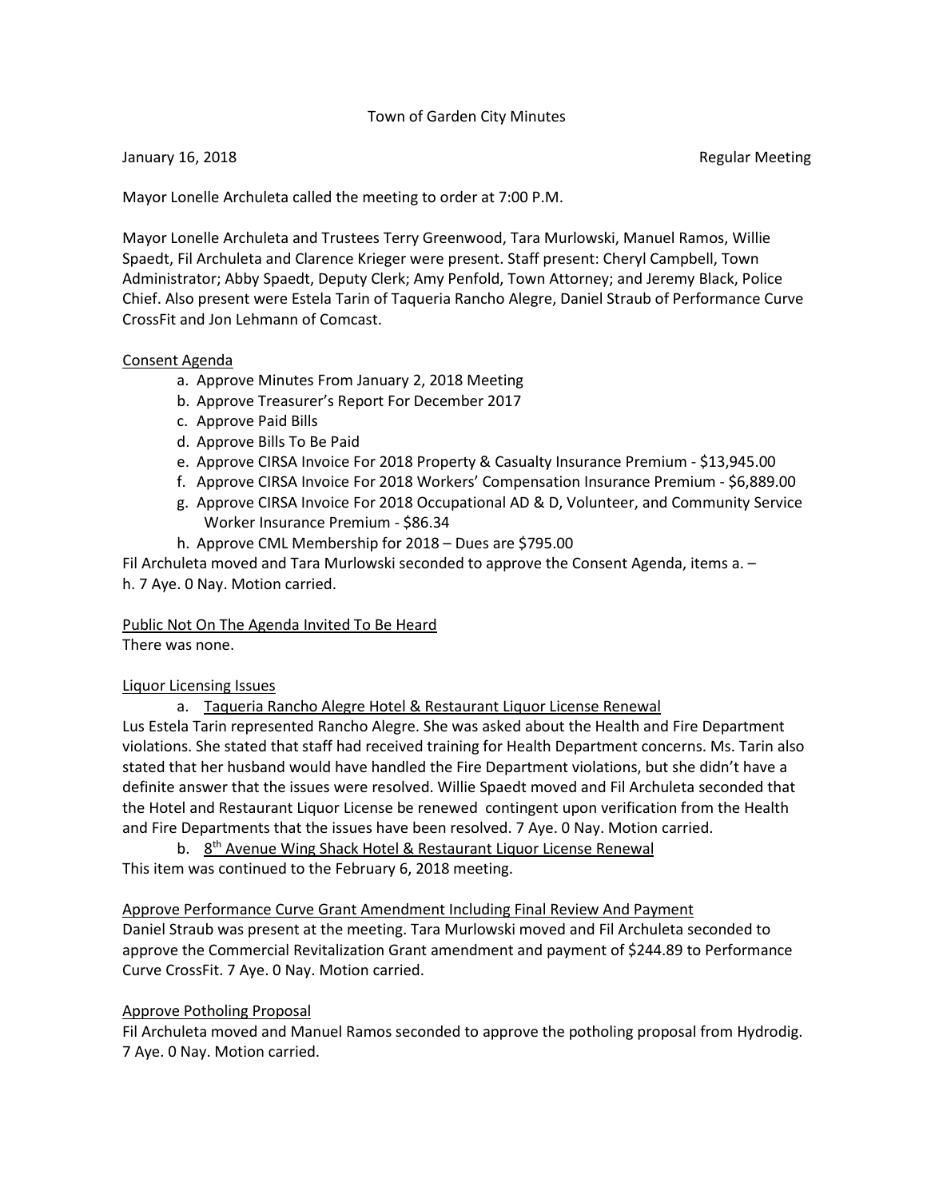Town of Garden City Minutes

January 16, 2018 Regular Meeting

Mayor Lonelle Archuleta called the meeting to order at 7:00 P.M.

Mayor Lonelle Archuleta and Trustees Terry Greenwood, Tara Murlowski, Manuel Ramos, Willie Spaedt, Fil Archuleta and Clarence Krieger were present. Staff present: Cheryl Campbell, Town Administrator; Abby Spaedt, Deputy Clerk; Amy Penfold, Town Attorney; and Jeremy Black, Police Chief. Also present were Estela Tarin of Taqueria Rancho Alegre, Daniel Straub of Performance Curve CrossFit and Jon Lehmann of Comcast.

<u>Consent Agenda</u>

a. Approve Minutes From January 2, 2018 Meeting
b. Approve Treasurer's Report For December 2017
c. Approve Paid Bills
d. Approve Bills To Be Paid
e. Approve CIRSA Invoice For 2018 Property & Casualty Insurance Premium - $13,945.00
f. Approve CIRSA Invoice For 2018 Workers' Compensation Insurance Premium - $6,889.00
g. Approve CIRSA Invoice For 2018 Occupational AD & D, Volunteer, and Community Service Worker Insurance Premium - $86.34
h. Approve CML Membership for 2018 – Dues are $795.00

Fil Archuleta moved and Tara Murlowski seconded to approve the Consent Agenda, items a. – h. 7 Aye. 0 Nay. Motion carried.

<u>Public Not On The Agenda Invited To Be Heard</u>

There was none.

<u>Liquor Licensing Issues</u>

a. <u>Taqueria Rancho Alegre Hotel & Restaurant Liquor License Renewal</u>

Lus Estela Tarin represented Rancho Alegre. She was asked about the Health and Fire Department violations. She stated that staff had received training for Health Department concerns. Ms. Tarin also stated that her husband would have handled the Fire Department violations, but she didn't have a definite answer that the issues were resolved. Willie Spaedt moved and Fil Archuleta seconded that the Hotel and Restaurant Liquor License be renewed contingent upon verification from the Health and Fire Departments that the issues have been resolved. 7 Aye. 0 Nay. Motion carried.

b. <u>8th Avenue Wing Shack Hotel & Restaurant Liquor License Renewal</u>

This item was continued to the February 6, 2018 meeting.

<u>Approve Performance Curve Grant Amendment Including Final Review And Payment</u>

Daniel Straub was present at the meeting. Tara Murlowski moved and Fil Archuleta seconded to approve the Commercial Revitalization Grant amendment and payment of $244.89 to Performance Curve CrossFit. 7 Aye. 0 Nay. Motion carried.

<u>Approve Potholing Proposal</u>

Fil Archuleta moved and Manuel Ramos seconded to approve the potholing proposal from Hydrodig. 7 Aye. 0 Nay. Motion carried.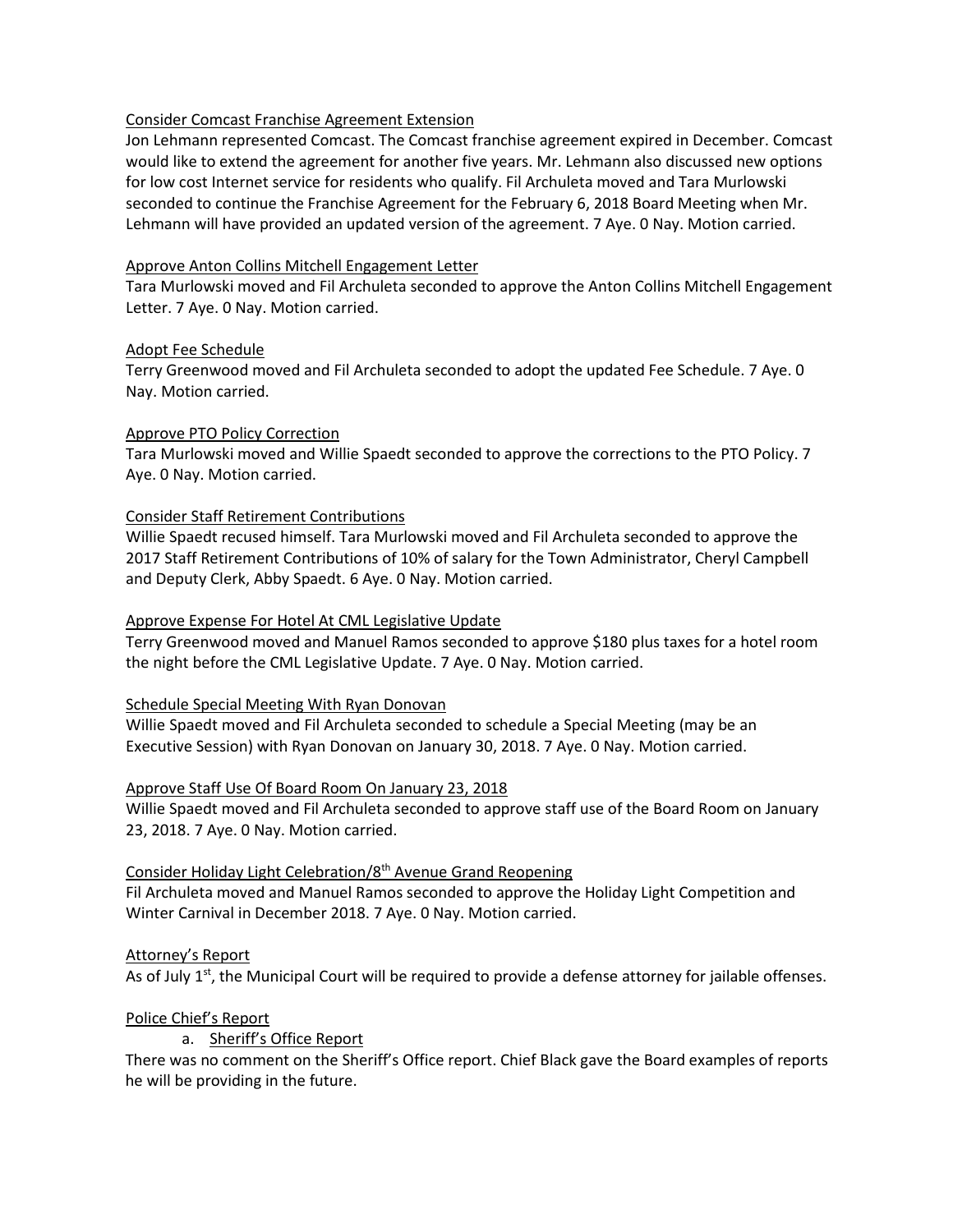Consider Comcast Franchise Agreement Extension

Jon Lehmann represented Comcast. The Comcast franchise agreement expired in December. Comcast would like to extend the agreement for another five years. Mr. Lehmann also discussed new options for low cost Internet service for residents who qualify. Fil Archuleta moved and Tara Murlowski seconded to continue the Franchise Agreement for the February 6, 2018 Board Meeting when Mr. Lehmann will have provided an updated version of the agreement. 7 Aye. 0 Nay. Motion carried.

Approve Anton Collins Mitchell Engagement Letter

Tara Murlowski moved and Fil Archuleta seconded to approve the Anton Collins Mitchell Engagement Letter. 7 Aye. 0 Nay. Motion carried.

Adopt Fee Schedule

Terry Greenwood moved and Fil Archuleta seconded to adopt the updated Fee Schedule. 7 Aye. 0 Nay. Motion carried.

Approve PTO Policy Correction

Tara Murlowski moved and Willie Spaedt seconded to approve the corrections to the PTO Policy. 7 Aye. 0 Nay. Motion carried.

Consider Staff Retirement Contributions

Willie Spaedt recused himself. Tara Murlowski moved and Fil Archuleta seconded to approve the 2017 Staff Retirement Contributions of 10% of salary for the Town Administrator, Cheryl Campbell and Deputy Clerk, Abby Spaedt. 6 Aye. 0 Nay. Motion carried.

Approve Expense For Hotel At CML Legislative Update

Terry Greenwood moved and Manuel Ramos seconded to approve $180 plus taxes for a hotel room the night before the CML Legislative Update. 7 Aye. 0 Nay. Motion carried.

Schedule Special Meeting With Ryan Donovan

Willie Spaedt moved and Fil Archuleta seconded to schedule a Special Meeting (may be an Executive Session) with Ryan Donovan on January 30, 2018. 7 Aye. 0 Nay. Motion carried.

Approve Staff Use Of Board Room On January 23, 2018

Willie Spaedt moved and Fil Archuleta seconded to approve staff use of the Board Room on January 23, 2018. 7 Aye. 0 Nay. Motion carried.

Consider Holiday Light Celebration/8th Avenue Grand Reopening

Fil Archuleta moved and Manuel Ramos seconded to approve the Holiday Light Competition and Winter Carnival in December 2018. 7 Aye. 0 Nay. Motion carried.

Attorney's Report

As of July 1st, the Municipal Court will be required to provide a defense attorney for jailable offenses.

Police Chief's Report

a. Sheriff's Office Report

There was no comment on the Sheriff's Office report. Chief Black gave the Board examples of reports he will be providing in the future.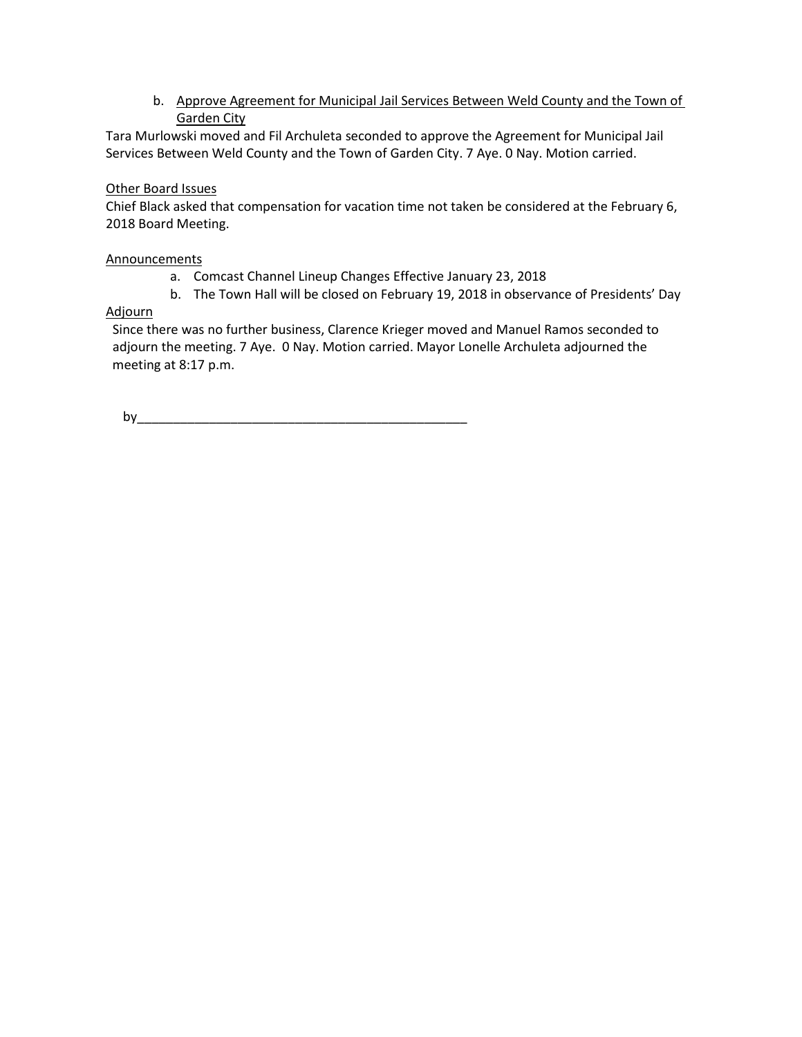b. <u>Approve Agreement for Municipal Jail Services Between Weld County and the Town of Garden City</u>

Tara Murlowski moved and Fil Archuleta seconded to approve the Agreement for Municipal Jail Services Between Weld County and the Town of Garden City. 7 Aye. 0 Nay. Motion carried.

<u>Other Board Issues</u>

Chief Black asked that compensation for vacation time not taken be considered at the February 6, 2018 Board Meeting.

<u>Announcements</u>

a. Comcast Channel Lineup Changes Effective January 23, 2018
b. The Town Hall will be closed on February 19, 2018 in observance of Presidents' Day

<u>Adjourn</u>

Since there was no further business, Clarence Krieger moved and Manuel Ramos seconded to adjourn the meeting. 7 Aye. 0 Nay. Motion carried. Mayor Lonelle Archuleta adjourned the meeting at 8:17 p.m.

by_______________________________________________